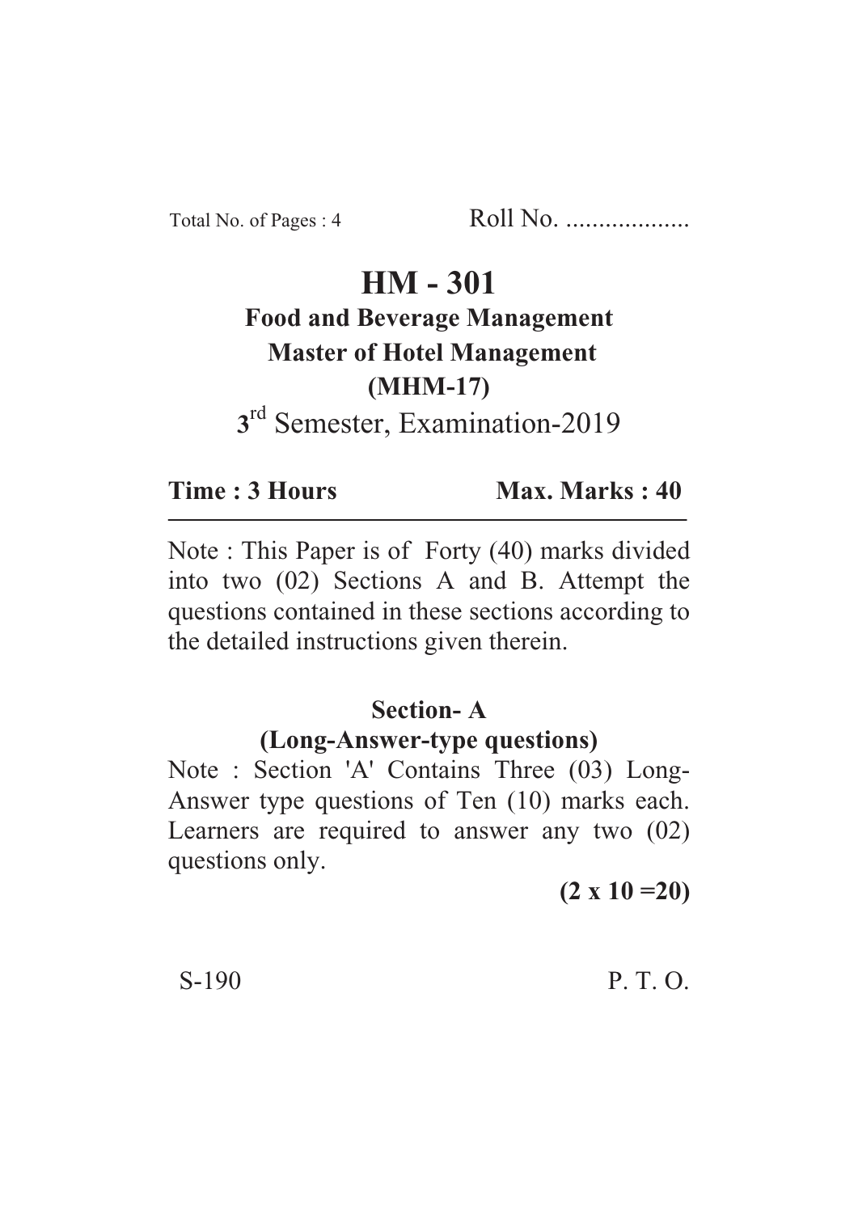Total No. of Pages : 4 Roll No. ...................

# HM - 301

**Food and Beverage Management**

**Master of Hotel Management**

**(MHM-17)**

3rd Semester, Examination-2019

**Time : 3 Hours** **Max. Marks : 40**

---

Note : This Paper is of Forty (40) marks divided into two (02) Sections A and B. Attempt the questions contained in these sections according to the detailed instructions given therein.

## Section- A

### (Long-Answer-type questions)

Note : Section 'A' Contains Three (03) Long-Answer type questions of Ten (10) marks each. Learners are required to answer any two (02) questions only.

**(2 x 10 =20)**

S-190 P. T. O.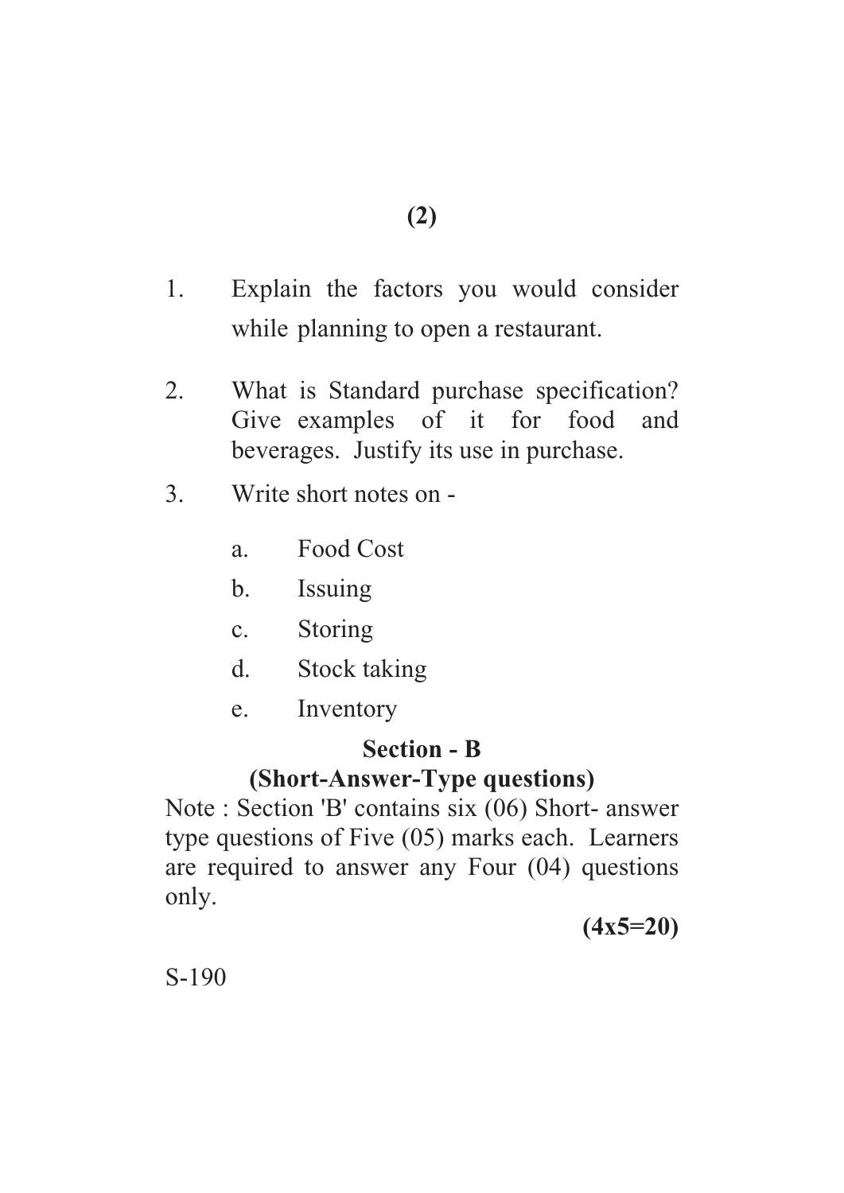1. Explain the factors you would consider while planning to open a restaurant.

2. What is Standard purchase specification? Give examples of it for food and beverages. Justify its use in purchase.

3. Write short notes on -

   a. Food Cost

   b. Issuing

   c. Storing

   d. Stock taking

   e. Inventory

## Section - B

### (Short-Answer-Type questions)

Note : Section 'B' contains six (06) Short- answer type questions of Five (05) marks each. Learners are required to answer any Four (04) questions only.

**(4x5=20)**

S-190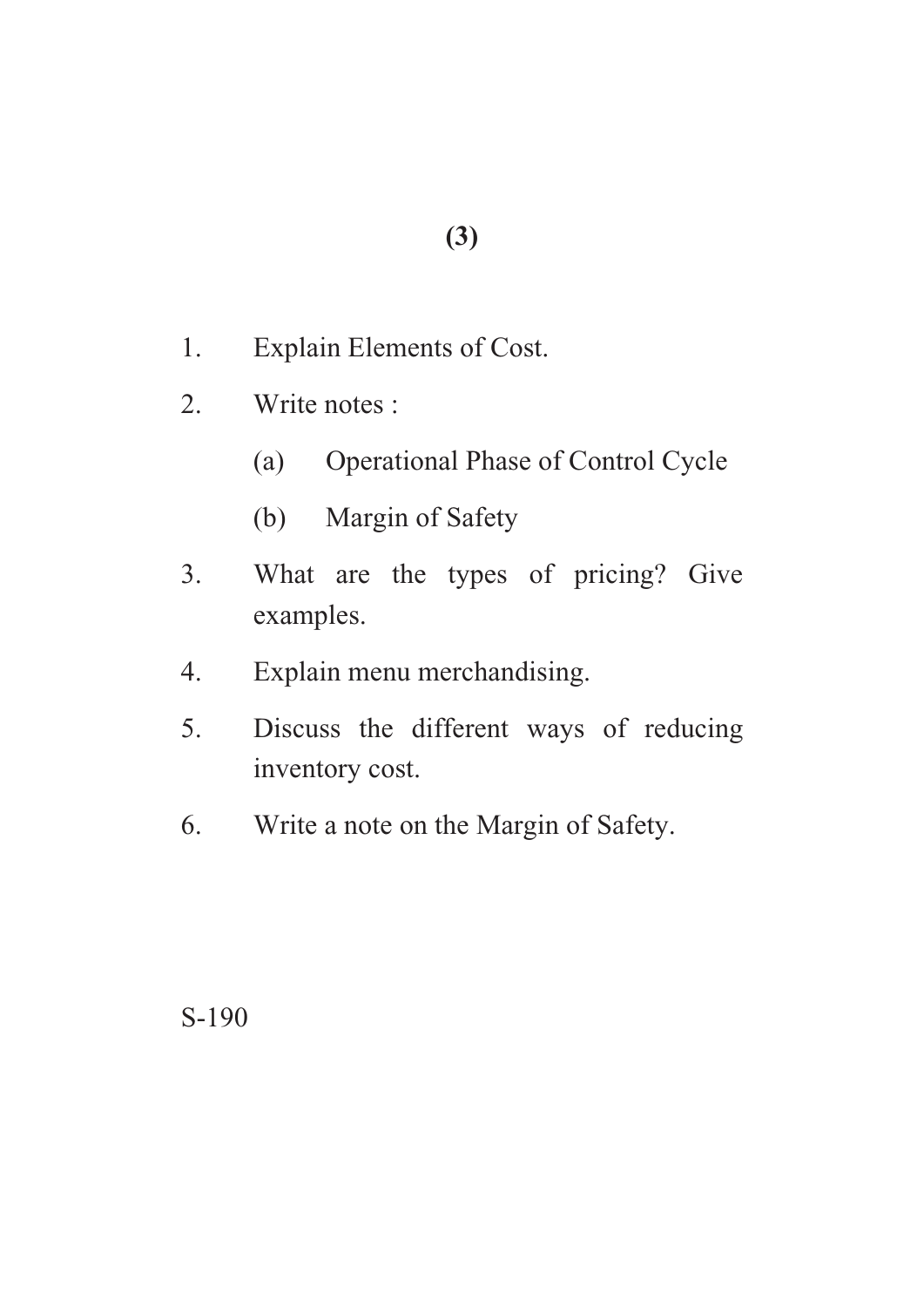1. Explain Elements of Cost.
2. Write notes :
   (a) Operational Phase of Control Cycle
   (b) Margin of Safety
3. What are the types of pricing? Give examples.
4. Explain menu merchandising.
5. Discuss the different ways of reducing inventory cost.
6. Write a note on the Margin of Safety.

S-190